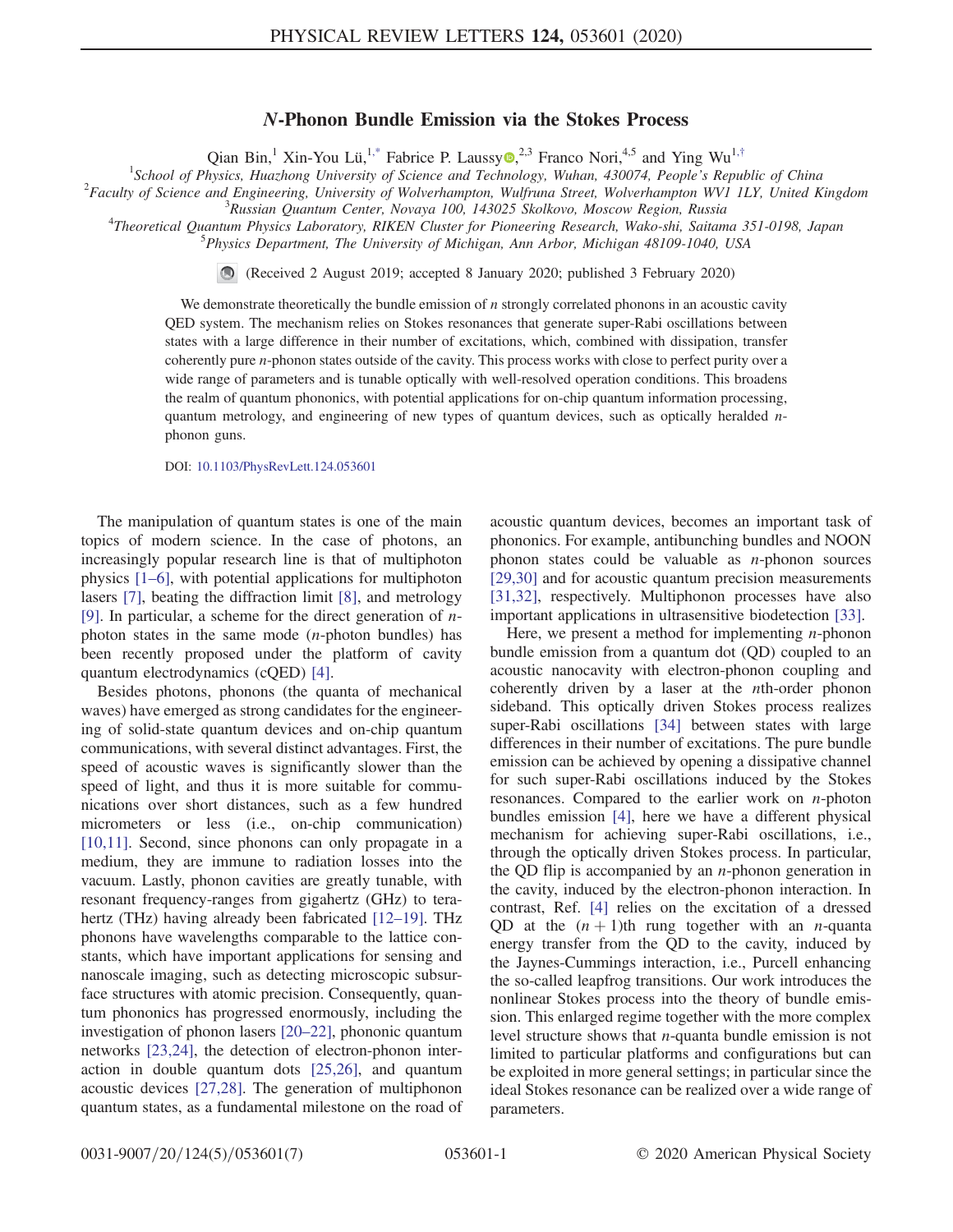# $N$-Phonon Bundle Emission via the Stokes Process

Qian Bin,[1] Xin-You Lü,[1,*] Fabrice P. Laussy,[2,3] Franco Nori,[4,5] and Ying Wu[1,†]

[1]*School of Physics, Huazhong University of Science and Technology, Wuhan, 430074, People's Republic of China*
[2]*Faculty of Science and Engineering, University of Wolverhampton, Wulfruna Street, Wolverhampton WV1 1LY, United Kingdom*
[3]*Russian Quantum Center, Novaya 100, 143025 Skolkovo, Moscow Region, Russia*
[4]*Theoretical Quantum Physics Laboratory, RIKEN Cluster for Pioneering Research, Wako-shi, Saitama 351-0198, Japan*
[5]*Physics Department, The University of Michigan, Ann Arbor, Michigan 48109-1040, USA*

(Received 2 August 2019; accepted 8 January 2020; published 3 February 2020)

We demonstrate theoretically the bundle emission of $n$ strongly correlated phonons in an acoustic cavity QED system. The mechanism relies on Stokes resonances that generate super-Rabi oscillations between states with a large difference in their number of excitations, which, combined with dissipation, transfer coherently pure $n$-phonon states outside of the cavity. This process works with close to perfect purity over a wide range of parameters and is tunable optically with well-resolved operation conditions. This broadens the realm of quantum phononics, with potential applications for on-chip quantum information processing, quantum metrology, and engineering of new types of quantum devices, such as optically heralded $n$-phonon guns.

DOI: 10.1103/PhysRevLett.124.053601

The manipulation of quantum states is one of the main topics of modern science. In the case of photons, an increasingly popular research line is that of multiphoton physics [1–6], with potential applications for multiphoton lasers [7], beating the diffraction limit [8], and metrology [9]. In particular, a scheme for the direct generation of $n$-photon states in the same mode ($n$-photon bundles) has been recently proposed under the platform of cavity quantum electrodynamics (cQED) [4].

Besides photons, phonons (the quanta of mechanical waves) have emerged as strong candidates for the engineering of solid-state quantum devices and on-chip quantum communications, with several distinct advantages. First, the speed of acoustic waves is significantly slower than the speed of light, and thus it is more suitable for communications over short distances, such as a few hundred micrometers or less (i.e., on-chip communication) [10,11]. Second, since phonons can only propagate in a medium, they are immune to radiation losses into the vacuum. Lastly, phonon cavities are greatly tunable, with resonant frequency-ranges from gigahertz (GHz) to terahertz (THz) having already been fabricated [12–19]. THz phonons have wavelengths comparable to the lattice constants, which have important applications for sensing and nanoscale imaging, such as detecting microscopic subsurface structures with atomic precision. Consequently, quantum phononics has progressed enormously, including the investigation of phonon lasers [20–22], phononic quantum networks [23,24], the detection of electron-phonon interaction in double quantum dots [25,26], and quantum acoustic devices [27,28]. The generation of multiphonon quantum states, as a fundamental milestone on the road of acoustic quantum devices, becomes an important task of phononics. For example, antibunching bundles and NOON phonon states could be valuable as $n$-phonon sources [29,30] and for acoustic quantum precision measurements [31,32], respectively. Multiphonon processes have also important applications in ultrasensitive biodetection [33].

Here, we present a method for implementing $n$-phonon bundle emission from a quantum dot (QD) coupled to an acoustic nanocavity with electron-phonon coupling and coherently driven by a laser at the $n$th-order phonon sideband. This optically driven Stokes process realizes super-Rabi oscillations [34] between states with large differences in their number of excitations. The pure bundle emission can be achieved by opening a dissipative channel for such super-Rabi oscillations induced by the Stokes resonances. Compared to the earlier work on $n$-photon bundles emission [4], here we have a different physical mechanism for achieving super-Rabi oscillations, i.e., through the optically driven Stokes process. In particular, the QD flip is accompanied by an $n$-phonon generation in the cavity, induced by the electron-phonon interaction. In contrast, Ref. [4] relies on the excitation of a dressed QD at the $(n+1)$th rung together with an $n$-quanta energy transfer from the QD to the cavity, induced by the Jaynes-Cummings interaction, i.e., Purcell enhancing the so-called leapfrog transitions. Our work introduces the nonlinear Stokes process into the theory of bundle emission. This enlarged regime together with the more complex level structure shows that $n$-quanta bundle emission is not limited to particular platforms and configurations but can be exploited in more general settings; in particular since the ideal Stokes resonance can be realized over a wide range of parameters.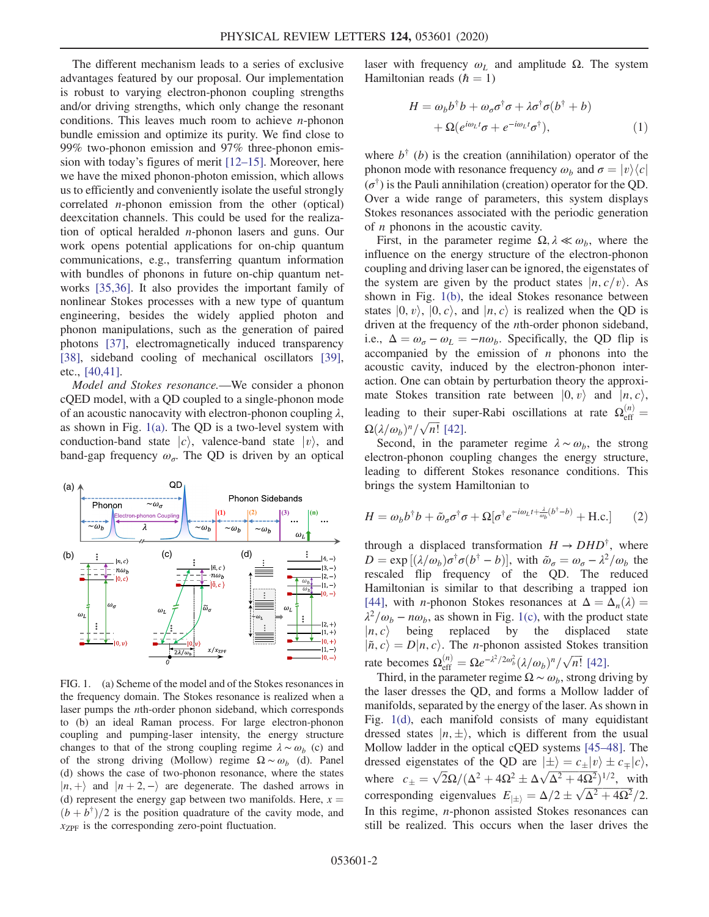The different mechanism leads to a series of exclusive advantages featured by our proposal. Our implementation is robust to varying electron-phonon coupling strengths and/or driving strengths, which only change the resonant conditions. This leaves much room to achieve $n$-phonon bundle emission and optimize its purity. We find close to 99% two-phonon emission and 97% three-phonon emission with today's figures of merit [12–15]. Moreover, here we have the mixed phonon-photon emission, which allows us to efficiently and conveniently isolate the useful strongly correlated $n$-phonon emission from the other (optical) deexcitation channels. This could be used for the realization of optical heralded $n$-phonon lasers and guns. Our work opens potential applications for on-chip quantum communications, e.g., transferring quantum information with bundles of phonons in future on-chip quantum networks [35,36]. It also provides the important family of nonlinear Stokes processes with a new type of quantum engineering, besides the widely applied photon and phonon manipulations, such as the generation of paired photons [37], electromagnetically induced transparency [38], sideband cooling of mechanical oscillators [39], etc., [40,41].

*Model and Stokes resonance.*—We consider a phonon cQED model, with a QD coupled to a single-phonon mode of an acoustic nanocavity with electron-phonon coupling $\lambda$, as shown in Fig. 1(a). The QD is a two-level system with conduction-band state $|c\rangle$, valence-band state $|v\rangle$, and band-gap frequency $\omega_\sigma$. The QD is driven by an optical laser with frequency $\omega_L$ and amplitude $\Omega$. The system Hamiltonian reads ($\hbar = 1$)

$$H = \omega_b b^\dagger b + \omega_\sigma \sigma^\dagger \sigma + \lambda \sigma^\dagger \sigma (b^\dagger + b) + \Omega(e^{i\omega_L t}\sigma + e^{-i\omega_L t}\sigma^\dagger), \tag{1}$$

where $b^\dagger$ ($b$) is the creation (annihilation) operator of the phonon mode with resonance frequency $\omega_b$ and $\sigma = |v\rangle\langle c|$ ($\sigma^\dagger$) is the Pauli annihilation (creation) operator for the QD. Over a wide range of parameters, this system displays Stokes resonances associated with the periodic generation of $n$ phonons in the acoustic cavity.

First, in the parameter regime $\Omega, \lambda \ll \omega_b$, where the influence on the energy structure of the electron-phonon coupling and driving laser can be ignored, the eigenstates of the system are given by the product states $|n, c/v\rangle$. As shown in Fig. 1(b), the ideal Stokes resonance between states $|0, v\rangle$, $|0, c\rangle$, and $|n, c\rangle$ is realized when the QD is driven at the frequency of the $n$th-order phonon sideband, i.e., $\Delta = \omega_\sigma - \omega_L = -n\omega_b$. Specifically, the QD flip is accompanied by the emission of $n$ phonons into the acoustic cavity, induced by the electron-phonon interaction. One can obtain by perturbation theory the approximate Stokes transition rate between $|0, v\rangle$ and $|n, c\rangle$, leading to their super-Rabi oscillations at rate $\Omega_{\text{eff}}^{(n)} = \Omega(\lambda/\omega_b)^n/\sqrt{n!}$ [42].

Second, in the parameter regime $\lambda \sim \omega_b$, the strong electron-phonon coupling changes the energy structure, leading to different Stokes resonance conditions. This brings the system Hamiltonian to

$$H = \omega_b b^\dagger b + \tilde{\omega}_\sigma \sigma^\dagger \sigma + \Omega[\sigma^\dagger e^{-i\omega_L t + \frac{\lambda}{\omega_b}(b^\dagger - b)} + \text{H.c.}] \tag{2}$$

through a displaced transformation $H \to DHD^\dagger$, where $D = \exp[(\lambda/\omega_b)\sigma^\dagger\sigma(b^\dagger - b)]$, with $\tilde{\omega}_\sigma = \omega_\sigma - \lambda^2/\omega_b$ the rescaled flip frequency of the QD. The reduced Hamiltonian is similar to that describing a trapped ion [44], with $n$-phonon Stokes resonances at $\Delta = \Delta_n(\lambda) = \lambda^2/\omega_b - n\omega_b$, as shown in Fig. 1(c), with the product state $|n, c\rangle$ being replaced by the displaced state $|\tilde{n}, c\rangle = D|n, c\rangle$. The $n$-phonon assisted Stokes transition rate becomes $\Omega_{\text{eff}}^{(n)} = \Omega e^{-\lambda^2/2\omega_b^2}(\lambda/\omega_b)^n/\sqrt{n!}$ [42].

Third, in the parameter regime $\Omega \sim \omega_b$, strong driving by the laser dresses the QD, and forms a Mollow ladder of manifolds, separated by the energy of the laser. As shown in Fig. 1(d), each manifold consists of many equidistant dressed states $|n, \pm\rangle$, which is different from the usual Mollow ladder in the optical cQED systems [45–48]. The dressed eigenstates of the QD are $|\pm\rangle = c_\pm|v\rangle \pm c_\mp|c\rangle$, where $c_\pm = \sqrt{2}\Omega/(\Delta^2 + 4\Omega^2 \pm \Delta\sqrt{\Delta^2 + 4\Omega^2})^{1/2}$, with corresponding eigenvalues $E_{|\pm\rangle} = \Delta/2 \pm \sqrt{\Delta^2 + 4\Omega^2}/2$. In this regime, $n$-phonon assisted Stokes resonances can still be realized. This occurs when the laser drives the

FIG. 1. (a) Scheme of the model and of the Stokes resonances in the frequency domain. The Stokes resonance is realized when a laser pumps the $n$th-order phonon sideband, which corresponds to (b) an ideal Raman process. For large electron-phonon coupling and pumping-laser intensity, the energy structure changes to that of the strong coupling regime $\lambda \sim \omega_b$ (c) and of the strong driving (Mollow) regime $\Omega \sim \omega_b$ (d). Panel (d) shows the case of two-phonon resonance, where the states $|n, +\rangle$ and $|n + 2, -\rangle$ are degenerate. The dashed arrows in (d) represent the energy gap between two manifolds. Here, $x = (b + b^\dagger)/2$ is the position quadrature of the cavity mode, and $x_{\text{ZPF}}$ is the corresponding zero-point fluctuation.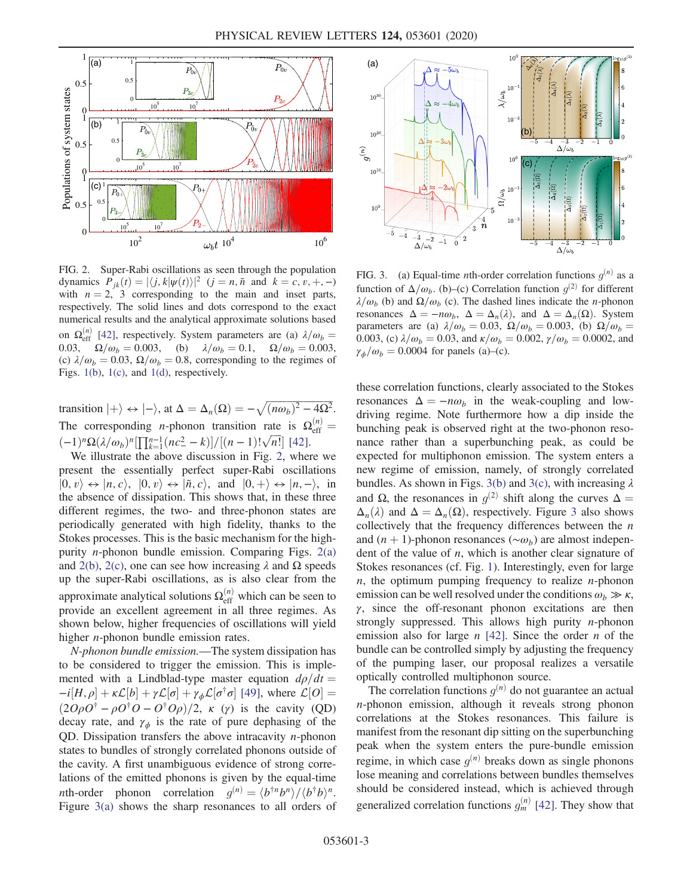FIG. 2. Super-Rabi oscillations as seen through the population dynamics $P_{jk}(t) = |\langle j,k|\psi(t)\rangle|^2$ ($j = n, \tilde{n}$ and $k = c, v, +, -$) with $n = 2$, 3 corresponding to the main and inset parts, respectively. The solid lines and dots correspond to the exact numerical results and the analytical approximate solutions based on $\Omega_{\mathrm{eff}}^{(n)}$ [42], respectively. System parameters are (a) $\lambda/\omega_b = 0.03$, $\Omega/\omega_b = 0.003$, (b) $\lambda/\omega_b = 0.1$, $\Omega/\omega_b = 0.003$, (c) $\lambda/\omega_b = 0.03$, $\Omega/\omega_b = 0.8$, corresponding to the regimes of Figs. 1(b), 1(c), and 1(d), respectively.

FIG. 3. (a) Equal-time $n$th-order correlation functions $g^{(n)}$ as a function of $\Delta/\omega_b$. (b)–(c) Correlation function $g^{(2)}$ for different $\lambda/\omega_b$ (b) and $\Omega/\omega_b$ (c). The dashed lines indicate the $n$-phonon resonances $\Delta = -n\omega_b$, $\Delta = \Delta_n(\lambda)$, and $\Delta = \Delta_n(\Omega)$. System parameters are (a) $\lambda/\omega_b = 0.03$, $\Omega/\omega_b = 0.003$, (b) $\Omega/\omega_b = 0.003$, (c) $\lambda/\omega_b = 0.03$, and $\kappa/\omega_b = 0.002$, $\gamma/\omega_b = 0.0002$, and $\gamma_\phi/\omega_b = 0.0004$ for panels (a)–(c).

transition $|+\rangle \leftrightarrow |-\rangle$, at $\Delta = \Delta_n(\Omega) = -\sqrt{(n\omega_b)^2 - 4\Omega^2}$. The corresponding $n$-phonon transition rate is $\Omega_{\mathrm{eff}}^{(n)} = (-1)^n \Omega(\lambda/\omega_b)^n [\prod_{k=1}^{n-1}(nc_-^2 - k)]/[(n-1)!\sqrt{n!}]$ [42].

We illustrate the above discussion in Fig. 2, where we present the essentially perfect super-Rabi oscillations $|0,v\rangle \leftrightarrow |n,c\rangle$, $|0,v\rangle \leftrightarrow |\tilde{n},c\rangle$, and $|0,+\rangle \leftrightarrow |n,-\rangle$, in the absence of dissipation. This shows that, in these three different regimes, the two- and three-phonon states are periodically generated with high fidelity, thanks to the Stokes processes. This is the basic mechanism for the high-purity $n$-phonon bundle emission. Comparing Figs. 2(a) and 2(b), 2(c), one can see how increasing $\lambda$ and $\Omega$ speeds up the super-Rabi oscillations, as is also clear from the approximate analytical solutions $\Omega_{\mathrm{eff}}^{(n)}$ which can be seen to provide an excellent agreement in all three regimes. As shown below, higher frequencies of oscillations will yield higher $n$-phonon bundle emission rates.

*N-phonon bundle emission.*—The system dissipation has to be considered to trigger the emission. This is implemented with a Lindblad-type master equation $d\rho/dt = -i[H,\rho] + \kappa\mathcal{L}[b] + \gamma\mathcal{L}[\sigma] + \gamma_\phi\mathcal{L}[\sigma^\dagger\sigma]$ [49], where $\mathcal{L}[O] = (2O\rho O^\dagger - \rho O^\dagger O - O^\dagger O\rho)/2$, $\kappa$ ($\gamma$) is the cavity (QD) decay rate, and $\gamma_\phi$ is the rate of pure dephasing of the QD. Dissipation transfers the above intracavity $n$-phonon states to bundles of strongly correlated phonons outside of the cavity. A first unambiguous evidence of strong correlations of the emitted phonons is given by the equal-time $n$th-order phonon correlation $g^{(n)} = \langle b^{\dagger n} b^n\rangle/\langle b^\dagger b\rangle^n$. Figure 3(a) shows the sharp resonances to all orders of these correlation functions, clearly associated to the Stokes resonances $\Delta = -n\omega_b$ in the weak-coupling and low-driving regime. Note furthermore how a dip inside the bunching peak is observed right at the two-phonon resonance rather than a superbunching peak, as could be expected for multiphonon emission. The system enters a new regime of emission, namely, of strongly correlated bundles. As shown in Figs. 3(b) and 3(c), with increasing $\lambda$ and $\Omega$, the resonances in $g^{(2)}$ shift along the curves $\Delta = \Delta_n(\lambda)$ and $\Delta = \Delta_n(\Omega)$, respectively. Figure 3 also shows collectively that the frequency differences between the $n$ and $(n+1)$-phonon resonances ($\sim\omega_b$) are almost independent of the value of $n$, which is another clear signature of Stokes resonances (cf. Fig. 1). Interestingly, even for large $n$, the optimum pumping frequency to realize $n$-phonon emission can be well resolved under the conditions $\omega_b \gg \kappa$, $\gamma$, since the off-resonant phonon excitations are then strongly suppressed. This allows high purity $n$-phonon emission also for large $n$ [42]. Since the order $n$ of the bundle can be controlled simply by adjusting the frequency of the pumping laser, our proposal realizes a versatile optically controlled multiphonon source.

The correlation functions $g^{(n)}$ do not guarantee an actual $n$-phonon emission, although it reveals strong phonon correlations at the Stokes resonances. This failure is manifest from the resonant dip sitting on the superbunching peak when the system enters the pure-bundle emission regime, in which case $g^{(n)}$ breaks down as single phonons lose meaning and correlations between bundles themselves should be considered instead, which is achieved through generalized correlation functions $g_m^{(n)}$ [42]. They show that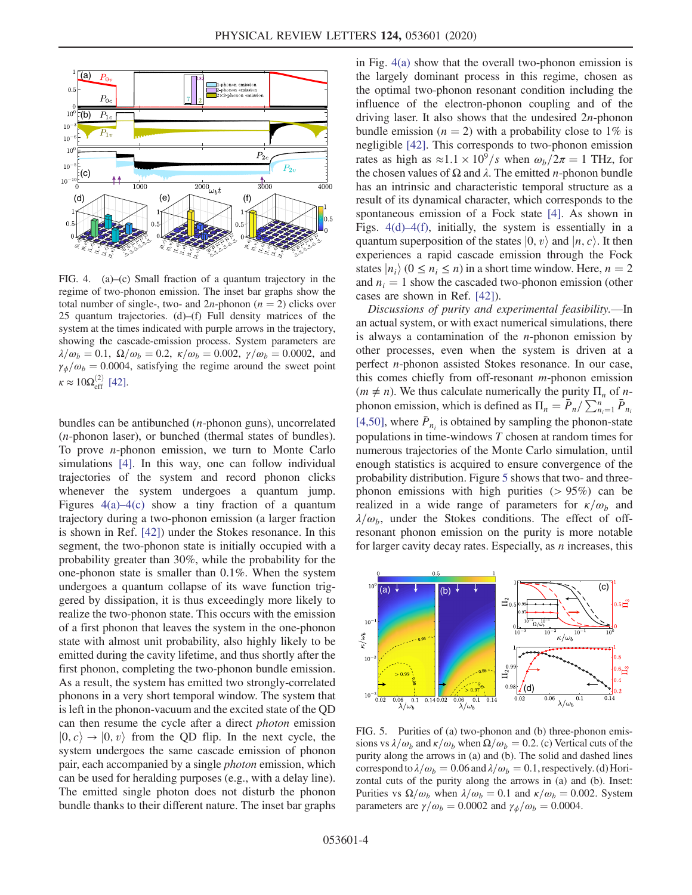FIG. 4. (a)–(c) Small fraction of a quantum trajectory in the regime of two-phonon emission. The inset bar graphs show the total number of single-, two- and $2n$-phonon ($n = 2$) clicks over 25 quantum trajectories. (d)–(f) Full density matrices of the system at the times indicated with purple arrows in the trajectory, showing the cascade-emission process. System parameters are $\lambda/\omega_b = 0.1$, $\Omega/\omega_b = 0.2$, $\kappa/\omega_b = 0.002$, $\gamma/\omega_b = 0.0002$, and $\gamma_\phi/\omega_b = 0.0004$, satisfying the regime around the sweet point $\kappa \approx 10\Omega_{\rm eff}^{(2)}$ [42].

bundles can be antibunched ($n$-phonon guns), uncorrelated ($n$-phonon laser), or bunched (thermal states of bundles). To prove $n$-phonon emission, we turn to Monte Carlo simulations [4]. In this way, one can follow individual trajectories of the system and record phonon clicks whenever the system undergoes a quantum jump. Figures 4(a)–4(c) show a tiny fraction of a quantum trajectory during a two-phonon emission (a larger fraction is shown in Ref. [42]) under the Stokes resonance. In this segment, the two-phonon state is initially occupied with a probability greater than 30%, while the probability for the one-phonon state is smaller than 0.1%. When the system undergoes a quantum collapse of its wave function triggered by dissipation, it is thus exceedingly more likely to realize the two-phonon state. This occurs with the emission of a first phonon that leaves the system in the one-phonon state with almost unit probability, also highly likely to be emitted during the cavity lifetime, and thus shortly after the first phonon, completing the two-phonon bundle emission. As a result, the system has emitted two strongly-correlated phonons in a very short temporal window. The system that is left in the phonon-vacuum and the excited state of the QD can then resume the cycle after a direct *photon* emission $|0, c\rangle \to |0, v\rangle$ from the QD flip. In the next cycle, the system undergoes the same cascade emission of phonon pair, each accompanied by a single *photon* emission, which can be used for heralding purposes (e.g., with a delay line). The emitted single photon does not disturb the phonon bundle thanks to their different nature. The inset bar graphs in Fig. 4(a) show that the overall two-phonon emission is the largely dominant process in this regime, chosen as the optimal two-phonon resonant condition including the influence of the electron-phonon coupling and of the driving laser. It also shows that the undesired $2n$-phonon bundle emission ($n = 2$) with a probability close to 1% is negligible [42]. This corresponds to two-phonon emission rates as high as $\approx 1.1 \times 10^9/s$ when $\omega_b/2\pi = 1$ THz, for the chosen values of $\Omega$ and $\lambda$. The emitted $n$-phonon bundle has an intrinsic and characteristic temporal structure as a result of its dynamical character, which corresponds to the spontaneous emission of a Fock state [4]. As shown in Figs. 4(d)–4(f), initially, the system is essentially in a quantum superposition of the states $|0, v\rangle$ and $|n, c\rangle$. It then experiences a rapid cascade emission through the Fock states $|n_i\rangle$ ($0 \le n_i \le n$) in a short time window. Here, $n = 2$ and $n_i = 1$ show the cascaded two-phonon emission (other cases are shown in Ref. [42]).

*Discussions of purity and experimental feasibility.*—In an actual system, or with exact numerical simulations, there is always a contamination of the $n$-phonon emission by other processes, even when the system is driven at a perfect $n$-phonon assisted Stokes resonance. In our case, this comes chiefly from off-resonant $m$-phonon emission ($m \neq n$). We thus calculate numerically the purity $\Pi_n$ of $n$-phonon emission, which is defined as $\Pi_n = \bar{P}_n / \sum_{n_i=1}^{n} \bar{P}_{n_i}$ [4,50], where $\bar{P}_{n_i}$ is obtained by sampling the phonon-state populations in time-windows $T$ chosen at random times for numerous trajectories of the Monte Carlo simulation, until enough statistics is acquired to ensure convergence of the probability distribution. Figure 5 shows that two- and three-phonon emissions with high purities ($> 95\%$) can be realized in a wide range of parameters for $\kappa/\omega_b$ and $\lambda/\omega_b$, under the Stokes conditions. The effect of off-resonant phonon emission on the purity is more notable for larger cavity decay rates. Especially, as $n$ increases, this

FIG. 5. Purities of (a) two-phonon and (b) three-phonon emissions vs $\lambda/\omega_b$ and $\kappa/\omega_b$ when $\Omega/\omega_b = 0.2$. (c) Vertical cuts of the purity along the arrows in (a) and (b). The solid and dashed lines correspond to $\lambda/\omega_b = 0.06$ and $\lambda/\omega_b = 0.1$, respectively. (d) Horizontal cuts of the purity along the arrows in (a) and (b). Inset: Purities vs $\Omega/\omega_b$ when $\lambda/\omega_b = 0.1$ and $\kappa/\omega_b = 0.002$. System parameters are $\gamma/\omega_b = 0.0002$ and $\gamma_\phi/\omega_b = 0.0004$.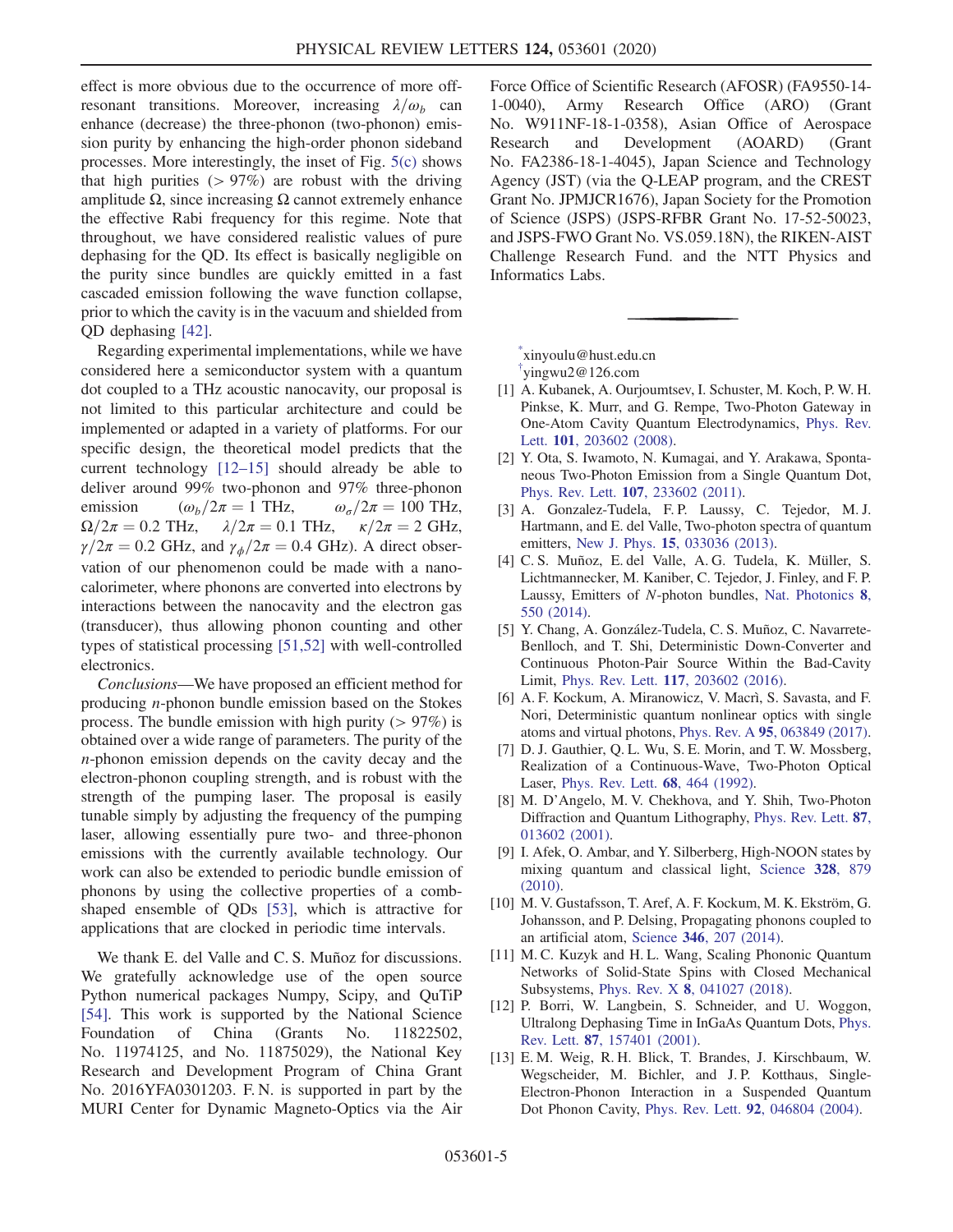effect is more obvious due to the occurrence of more off-resonant transitions. Moreover, increasing $\lambda/\omega_b$ can enhance (decrease) the three-phonon (two-phonon) emission purity by enhancing the high-order phonon sideband processes. More interestingly, the inset of Fig. 5(c) shows that high purities ($> 97\%$) are robust with the driving amplitude $\Omega$, since increasing $\Omega$ cannot extremely enhance the effective Rabi frequency for this regime. Note that throughout, we have considered realistic values of pure dephasing for the QD. Its effect is basically negligible on the purity since bundles are quickly emitted in a fast cascaded emission following the wave function collapse, prior to which the cavity is in the vacuum and shielded from QD dephasing [42].

Regarding experimental implementations, while we have considered here a semiconductor system with a quantum dot coupled to a THz acoustic nanocavity, our proposal is not limited to this particular architecture and could be implemented or adapted in a variety of platforms. For our specific design, the theoretical model predicts that the current technology [12–15] should already be able to deliver around 99% two-phonon and 97% three-phonon emission ($\omega_b/2\pi = 1$ THz, $\omega_\sigma/2\pi = 100$ THz, $\Omega/2\pi = 0.2$ THz, $\lambda/2\pi = 0.1$ THz, $\kappa/2\pi = 2$ GHz, $\gamma/2\pi = 0.2$ GHz, and $\gamma_\phi/2\pi = 0.4$ GHz). A direct observation of our phenomenon could be made with a nanocalorimeter, where phonons are converted into electrons by interactions between the nanocavity and the electron gas (transducer), thus allowing phonon counting and other types of statistical processing [51,52] with well-controlled electronics.

*Conclusions*—We have proposed an efficient method for producing $n$-phonon bundle emission based on the Stokes process. The bundle emission with high purity ($> 97\%$) is obtained over a wide range of parameters. The purity of the $n$-phonon emission depends on the cavity decay and the electron-phonon coupling strength, and is robust with the strength of the pumping laser. The proposal is easily tunable simply by adjusting the frequency of the pumping laser, allowing essentially pure two- and three-phonon emissions with the currently available technology. Our work can also be extended to periodic bundle emission of phonons by using the collective properties of a comb-shaped ensemble of QDs [53], which is attractive for applications that are clocked in periodic time intervals.

We thank E. del Valle and C. S. Muñoz for discussions. We gratefully acknowledge use of the open source Python numerical packages Numpy, Scipy, and QuTiP [54]. This work is supported by the National Science Foundation of China (Grants No. 11822502, No. 11974125, and No. 11875029), the National Key Research and Development Program of China Grant No. 2016YFA0301203. F. N. is supported in part by the MURI Center for Dynamic Magneto-Optics via the Air Force Office of Scientific Research (AFOSR) (FA9550-14-1-0040), Army Research Office (ARO) (Grant No. W911NF-18-1-0358), Asian Office of Aerospace Research and Development (AOARD) (Grant No. FA2386-18-1-4045), Japan Science and Technology Agency (JST) (via the Q-LEAP program, and the CREST Grant No. JPMJCR1676), Japan Society for the Promotion of Science (JSPS) (JSPS-RFBR Grant No. 17-52-50023, and JSPS-FWO Grant No. VS.059.18N), the RIKEN-AIST Challenge Research Fund. and the NTT Physics and Informatics Labs.

---

[*] xinyoulu@hust.edu.cn

[†] yingwu2@126.com

[1] A. Kubanek, A. Ourjoumtsev, I. Schuster, M. Koch, P. W. H. Pinkse, K. Murr, and G. Rempe, Two-Photon Gateway in One-Atom Cavity Quantum Electrodynamics, Phys. Rev. Lett. **101**, 203602 (2008).

[2] Y. Ota, S. Iwamoto, N. Kumagai, and Y. Arakawa, Spontaneous Two-Photon Emission from a Single Quantum Dot, Phys. Rev. Lett. **107**, 233602 (2011).

[3] A. Gonzalez-Tudela, F. P. Laussy, C. Tejedor, M. J. Hartmann, and E. del Valle, Two-photon spectra of quantum emitters, New J. Phys. **15**, 033036 (2013).

[4] C. S. Muñoz, E. del Valle, A. G. Tudela, K. Müller, S. Lichtmannecker, M. Kaniber, C. Tejedor, J. Finley, and F. P. Laussy, Emitters of $N$-photon bundles, Nat. Photonics **8**, 550 (2014).

[5] Y. Chang, A. González-Tudela, C. S. Muñoz, C. Navarrete-Benlloch, and T. Shi, Deterministic Down-Converter and Continuous Photon-Pair Source Within the Bad-Cavity Limit, Phys. Rev. Lett. **117**, 203602 (2016).

[6] A. F. Kockum, A. Miranowicz, V. Macrì, S. Savasta, and F. Nori, Deterministic quantum nonlinear optics with single atoms and virtual photons, Phys. Rev. A **95**, 063849 (2017).

[7] D. J. Gauthier, Q. L. Wu, S. E. Morin, and T. W. Mossberg, Realization of a Continuous-Wave, Two-Photon Optical Laser, Phys. Rev. Lett. **68**, 464 (1992).

[8] M. D'Angelo, M. V. Chekhova, and Y. Shih, Two-Photon Diffraction and Quantum Lithography, Phys. Rev. Lett. **87**, 013602 (2001).

[9] I. Afek, O. Ambar, and Y. Silberberg, High-NOON states by mixing quantum and classical light, Science **328**, 879 (2010).

[10] M. V. Gustafsson, T. Aref, A. F. Kockum, M. K. Ekström, G. Johansson, and P. Delsing, Propagating phonons coupled to an artificial atom, Science **346**, 207 (2014).

[11] M. C. Kuzyk and H. L. Wang, Scaling Phononic Quantum Networks of Solid-State Spins with Closed Mechanical Subsystems, Phys. Rev. X **8**, 041027 (2018).

[12] P. Borri, W. Langbein, S. Schneider, and U. Woggon, Ultralong Dephasing Time in InGaAs Quantum Dots, Phys. Rev. Lett. **87**, 157401 (2001).

[13] E. M. Weig, R. H. Blick, T. Brandes, J. Kirschbaum, W. Wegscheider, M. Bichler, and J. P. Kotthaus, Single-Electron-Phonon Interaction in a Suspended Quantum Dot Phonon Cavity, Phys. Rev. Lett. **92**, 046804 (2004).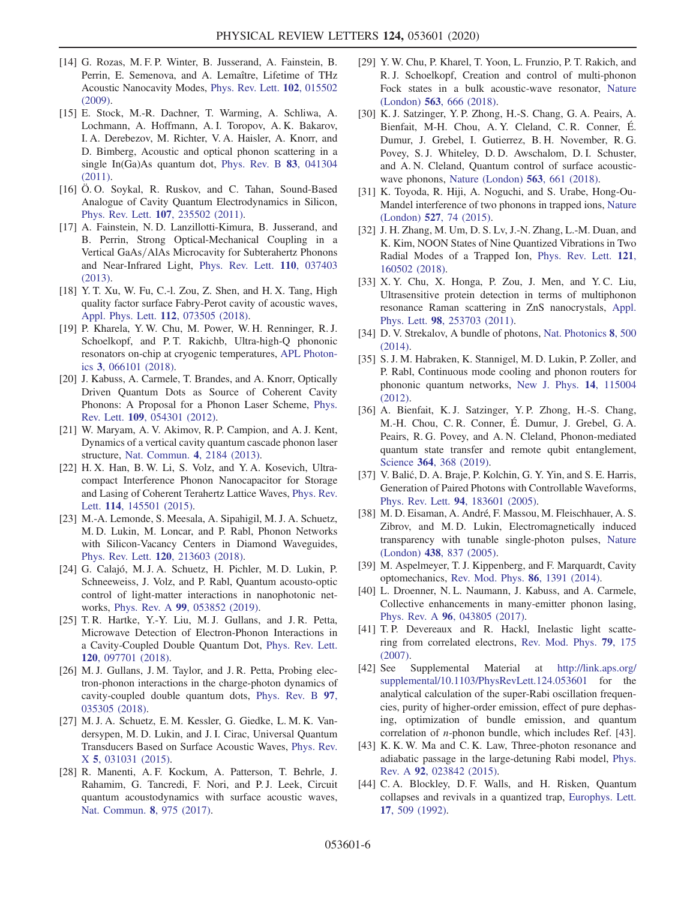[14] G. Rozas, M. F. P. Winter, B. Jusserand, A. Fainstein, B. Perrin, E. Semenova, and A. Lemaître, Lifetime of THz Acoustic Nanocavity Modes, Phys. Rev. Lett. **102**, 015502 (2009).

[15] E. Stock, M.-R. Dachner, T. Warming, A. Schliwa, A. Lochmann, A. Hoffmann, A. I. Toropov, A. K. Bakarov, I. A. Derebezov, M. Richter, V. A. Haisler, A. Knorr, and D. Bimberg, Acoustic and optical phonon scattering in a single In(Ga)As quantum dot, Phys. Rev. B **83**, 041304 (2011).

[16] Ö. O. Soykal, R. Ruskov, and C. Tahan, Sound-Based Analogue of Cavity Quantum Electrodynamics in Silicon, Phys. Rev. Lett. **107**, 235502 (2011).

[17] A. Fainstein, N. D. Lanzillotti-Kimura, B. Jusserand, and B. Perrin, Strong Optical-Mechanical Coupling in a Vertical GaAs/AlAs Microcavity for Subterahertz Phonons and Near-Infrared Light, Phys. Rev. Lett. **110**, 037403 (2013).

[18] Y. T. Xu, W. Fu, C.-l. Zou, Z. Shen, and H. X. Tang, High quality factor surface Fabry-Perot cavity of acoustic waves, Appl. Phys. Lett. **112**, 073505 (2018).

[19] P. Kharela, Y. W. Chu, M. Power, W. H. Renninger, R. J. Schoelkopf, and P. T. Rakichb, Ultra-high-Q phononic resonators on-chip at cryogenic temperatures, APL Photonics **3**, 066101 (2018).

[20] J. Kabuss, A. Carmele, T. Brandes, and A. Knorr, Optically Driven Quantum Dots as Source of Coherent Cavity Phonons: A Proposal for a Phonon Laser Scheme, Phys. Rev. Lett. **109**, 054301 (2012).

[21] W. Maryam, A. V. Akimov, R. P. Campion, and A. J. Kent, Dynamics of a vertical cavity quantum cascade phonon laser structure, Nat. Commun. **4**, 2184 (2013).

[22] H. X. Han, B. W. Li, S. Volz, and Y. A. Kosevich, Ultracompact Interference Phonon Nanocapacitor for Storage and Lasing of Coherent Terahertz Lattice Waves, Phys. Rev. Lett. **114**, 145501 (2015).

[23] M.-A. Lemonde, S. Meesala, A. Sipahigil, M. J. A. Schuetz, M. D. Lukin, M. Loncar, and P. Rabl, Phonon Networks with Silicon-Vacancy Centers in Diamond Waveguides, Phys. Rev. Lett. **120**, 213603 (2018).

[24] G. Calajó, M. J. A. Schuetz, H. Pichler, M. D. Lukin, P. Schneeweiss, J. Volz, and P. Rabl, Quantum acousto-optic control of light-matter interactions in nanophotonic networks, Phys. Rev. A **99**, 053852 (2019).

[25] T. R. Hartke, Y.-Y. Liu, M. J. Gullans, and J. R. Petta, Microwave Detection of Electron-Phonon Interactions in a Cavity-Coupled Double Quantum Dot, Phys. Rev. Lett. **120**, 097701 (2018).

[26] M. J. Gullans, J. M. Taylor, and J. R. Petta, Probing electron-phonon interactions in the charge-photon dynamics of cavity-coupled double quantum dots, Phys. Rev. B **97**, 035305 (2018).

[27] M. J. A. Schuetz, E. M. Kessler, G. Giedke, L. M. K. Vandersypen, M. D. Lukin, and J. I. Cirac, Universal Quantum Transducers Based on Surface Acoustic Waves, Phys. Rev. X **5**, 031031 (2015).

[28] R. Manenti, A. F. Kockum, A. Patterson, T. Behrle, J. Rahamim, G. Tancredi, F. Nori, and P. J. Leek, Circuit quantum acoustodynamics with surface acoustic waves, Nat. Commun. **8**, 975 (2017).

[29] Y. W. Chu, P. Kharel, T. Yoon, L. Frunzio, P. T. Rakich, and R. J. Schoelkopf, Creation and control of multi-phonon Fock states in a bulk acoustic-wave resonator, Nature (London) **563**, 666 (2018).

[30] K. J. Satzinger, Y. P. Zhong, H.-S. Chang, G. A. Peairs, A. Bienfait, M-H. Chou, A. Y. Cleland, C. R. Conner, É. Dumur, J. Grebel, I. Gutierrez, B. H. November, R. G. Povey, S. J. Whiteley, D. D. Awschalom, D. I. Schuster, and A. N. Cleland, Quantum control of surface acoustic-wave phonons, Nature (London) **563**, 661 (2018).

[31] K. Toyoda, R. Hiji, A. Noguchi, and S. Urabe, Hong-Ou-Mandel interference of two phonons in trapped ions, Nature (London) **527**, 74 (2015).

[32] J. H. Zhang, M. Um, D. S. Lv, J.-N. Zhang, L.-M. Duan, and K. Kim, NOON States of Nine Quantized Vibrations in Two Radial Modes of a Trapped Ion, Phys. Rev. Lett. **121**, 160502 (2018).

[33] X. Y. Chu, X. Honga, P. Zou, J. Men, and Y. C. Liu, Ultrasensitive protein detection in terms of multiphonon resonance Raman scattering in ZnS nanocrystals, Appl. Phys. Lett. **98**, 253703 (2011).

[34] D. V. Strekalov, A bundle of photons, Nat. Photonics **8**, 500 (2014).

[35] S. J. M. Habraken, K. Stannigel, M. D. Lukin, P. Zoller, and P. Rabl, Continuous mode cooling and phonon routers for phononic quantum networks, New J. Phys. **14**, 115004 (2012).

[36] A. Bienfait, K. J. Satzinger, Y. P. Zhong, H.-S. Chang, M.-H. Chou, C. R. Conner, É. Dumur, J. Grebel, G. A. Peairs, R. G. Povey, and A. N. Cleland, Phonon-mediated quantum state transfer and remote qubit entanglement, Science **364**, 368 (2019).

[37] V. Balić, D. A. Braje, P. Kolchin, G. Y. Yin, and S. E. Harris, Generation of Paired Photons with Controllable Waveforms, Phys. Rev. Lett. **94**, 183601 (2005).

[38] M. D. Eisaman, A. André, F. Massou, M. Fleischhauer, A. S. Zibrov, and M. D. Lukin, Electromagnetically induced transparency with tunable single-photon pulses, Nature (London) **438**, 837 (2005).

[39] M. Aspelmeyer, T. J. Kippenberg, and F. Marquardt, Cavity optomechanics, Rev. Mod. Phys. **86**, 1391 (2014).

[40] L. Droenner, N. L. Naumann, J. Kabuss, and A. Carmele, Collective enhancements in many-emitter phonon lasing, Phys. Rev. A **96**, 043805 (2017).

[41] T. P. Devereaux and R. Hackl, Inelastic light scattering from correlated electrons, Rev. Mod. Phys. **79**, 175 (2007).

[42] See Supplemental Material at http://link.aps.org/supplemental/10.1103/PhysRevLett.124.053601 for the analytical calculation of the super-Rabi oscillation frequencies, purity of higher-order emission, effect of pure dephasing, optimization of bundle emission, and quantum correlation of $n$-phonon bundle, which includes Ref. [43].

[43] K. K. W. Ma and C. K. Law, Three-photon resonance and adiabatic passage in the large-detuning Rabi model, Phys. Rev. A **92**, 023842 (2015).

[44] C. A. Blockley, D. F. Walls, and H. Risken, Quantum collapses and revivals in a quantized trap, Europhys. Lett. **17**, 509 (1992).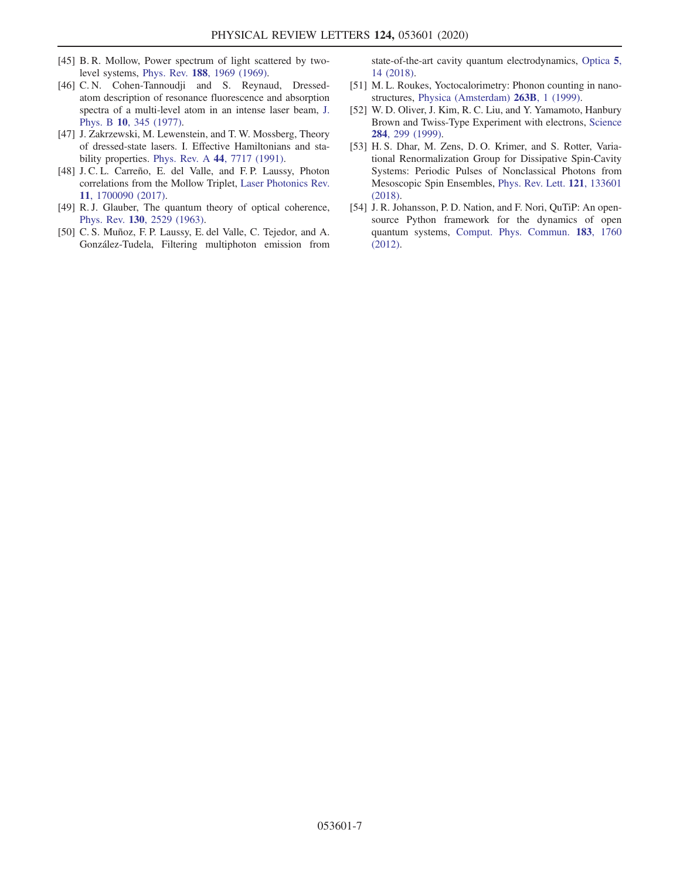[45] B. R. Mollow, Power spectrum of light scattered by two-level systems, Phys. Rev. **188**, 1969 (1969).

[46] C. N. Cohen-Tannoudji and S. Reynaud, Dressed-atom description of resonance fluorescence and absorption spectra of a multi-level atom in an intense laser beam, J. Phys. B **10**, 345 (1977).

[47] J. Zakrzewski, M. Lewenstein, and T. W. Mossberg, Theory of dressed-state lasers. I. Effective Hamiltonians and stability properties. Phys. Rev. A **44**, 7717 (1991).

[48] J. C. L. Carreño, E. del Valle, and F. P. Laussy, Photon correlations from the Mollow Triplet, Laser Photonics Rev. **11**, 1700090 (2017).

[49] R. J. Glauber, The quantum theory of optical coherence, Phys. Rev. **130**, 2529 (1963).

[50] C. S. Muñoz, F. P. Laussy, E. del Valle, C. Tejedor, and A. González-Tudela, Filtering multiphoton emission from state-of-the-art cavity quantum electrodynamics, Optica **5**, 14 (2018).

[51] M. L. Roukes, Yoctocalorimetry: Phonon counting in nanostructures, Physica (Amsterdam) **263B**, 1 (1999).

[52] W. D. Oliver, J. Kim, R. C. Liu, and Y. Yamamoto, Hanbury Brown and Twiss-Type Experiment with electrons, Science **284**, 299 (1999).

[53] H. S. Dhar, M. Zens, D. O. Krimer, and S. Rotter, Variational Renormalization Group for Dissipative Spin-Cavity Systems: Periodic Pulses of Nonclassical Photons from Mesoscopic Spin Ensembles, Phys. Rev. Lett. **121**, 133601 (2018).

[54] J. R. Johansson, P. D. Nation, and F. Nori, QuTiP: An open-source Python framework for the dynamics of open quantum systems, Comput. Phys. Commun. **183**, 1760 (2012).